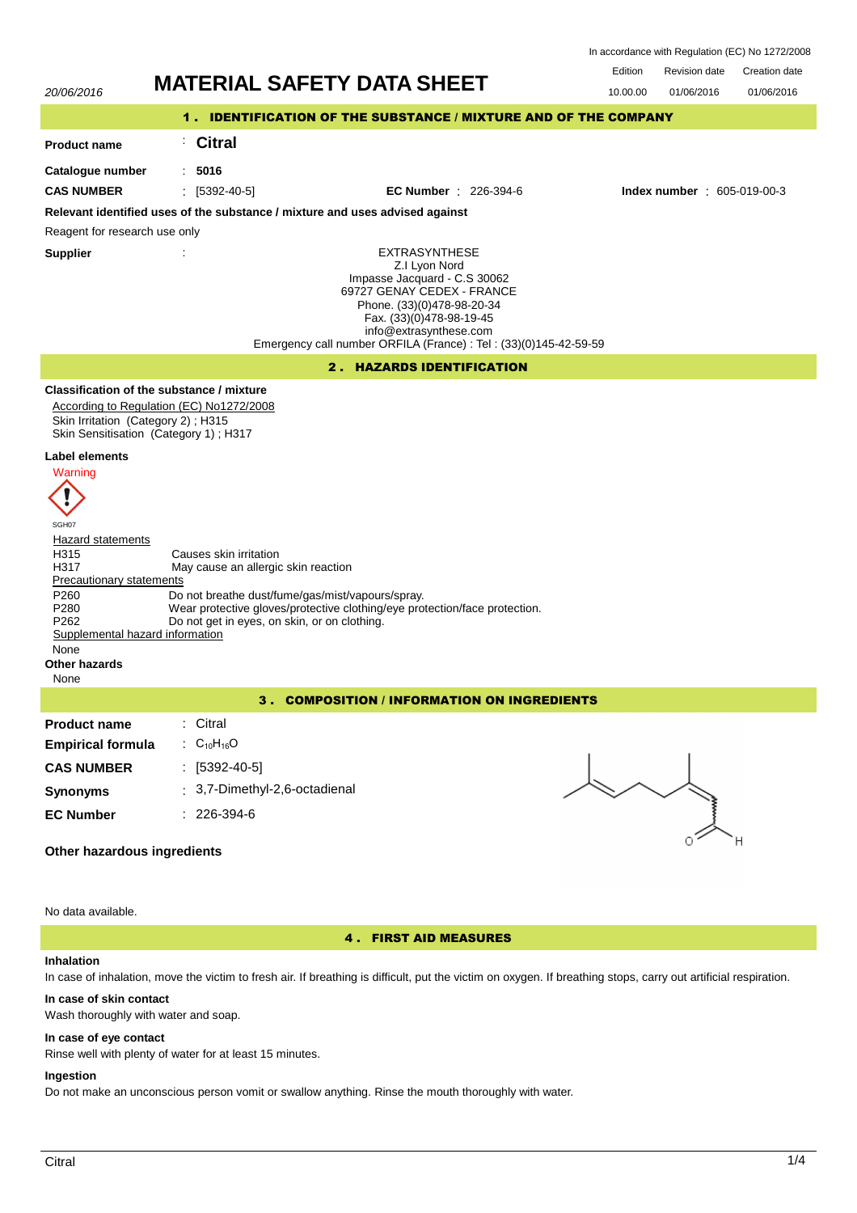In accordance with Regulation (EC) No 1272/2008

20/06/2016

# MATERIAL SAFETY DATA SHEET

| Edition | Revision date | Creation date |
|---|---|---|
| 10.00.00 | 01/06/2016 | 01/06/2016 |

## 1. IDENTIFICATION OF THE SUBSTANCE / MIXTURE AND OF THE COMPANY

**Product name** : **Citral**

**Catalogue number** : **5016**

**CAS NUMBER** : [5392-40-5] **EC Number** : 226-394-6 **Index number** : 605-019-00-3

**Relevant identified uses of the substance / mixture and uses advised against**

Reagent for research use only

**Supplier** :

EXTRASYNTHESE
Z.I Lyon Nord
Impasse Jacquard - C.S 30062
69727 GENAY CEDEX - FRANCE
Phone. (33)(0)478-98-20-34
Fax. (33)(0)478-98-19-45
info@extrasynthese.com
Emergency call number ORFILA (France) : Tel : (33)(0)145-42-59-59

## 2. HAZARDS IDENTIFICATION

**Classification of the substance / mixture**

According to Regulation (EC) No1272/2008
Skin Irritation (Category 2) ; H315
Skin Sensitisation (Category 1) ; H317

**Label elements**

Warning

SGH07

Hazard statements

| | |
|---|---|
| H315 | Causes skin irritation |
| H317 | May cause an allergic skin reaction |

Precautionary statements

| | |
|---|---|
| P260 | Do not breathe dust/fume/gas/mist/vapours/spray. |
| P280 | Wear protective gloves/protective clothing/eye protection/face protection. |
| P262 | Do not get in eyes, on skin, or on clothing. |

Supplemental hazard information

None

**Other hazards**

None

## 3. COMPOSITION / INFORMATION ON INGREDIENTS

**Product name** : Citral

**Empirical formula** : $C_{10}H_{16}O$

**CAS NUMBER** : [5392-40-5]

**Synonyms** : 3,7-Dimethyl-2,6-octadienal

**EC Number** : 226-394-6

**Other hazardous ingredients**

No data available.

## 4. FIRST AID MEASURES

**Inhalation**

In case of inhalation, move the victim to fresh air. If breathing is difficult, put the victim on oxygen. If breathing stops, carry out artificial respiration.

**In case of skin contact**

Wash thoroughly with water and soap.

**In case of eye contact**

Rinse well with plenty of water for at least 15 minutes.

**Ingestion**

Do not make an unconscious person vomit or swallow anything. Rinse the mouth thoroughly with water.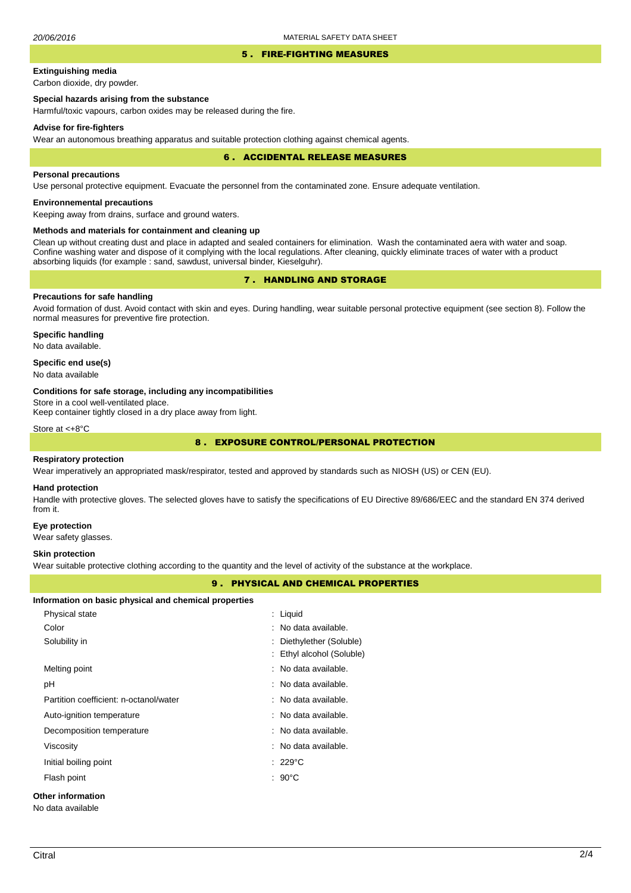## 5 . FIRE-FIGHTING MEASURES

**Extinguishing media**

Carbon dioxide, dry powder.

**Special hazards arising from the substance**

Harmful/toxic vapours, carbon oxides may be released during the fire.

**Advise for fire-fighters**

Wear an autonomous breathing apparatus and suitable protection clothing against chemical agents.

## 6 . ACCIDENTAL RELEASE MEASURES

**Personal precautions**

Use personal protective equipment. Evacuate the personnel from the contaminated zone. Ensure adequate ventilation.

**Environnemental precautions**

Keeping away from drains, surface and ground waters.

**Methods and materials for containment and cleaning up**

Clean up without creating dust and place in adapted and sealed containers for elimination. Wash the contaminated aera with water and soap. Confine washing water and dispose of it complying with the local regulations. After cleaning, quickly eliminate traces of water with a product absorbing liquids (for example : sand, sawdust, universal binder, Kieselguhr).

## 7 . HANDLING AND STORAGE

**Precautions for safe handling**

Avoid formation of dust. Avoid contact with skin and eyes. During handling, wear suitable personal protective equipment (see section 8). Follow the normal measures for preventive fire protection.

**Specific handling**

No data available.

**Specific end use(s)**

No data available

**Conditions for safe storage, including any incompatibilities**

Store in a cool well-ventilated place.
Keep container tightly closed in a dry place away from light.

Store at <+8°C

## 8 . EXPOSURE CONTROL/PERSONAL PROTECTION

**Respiratory protection**

Wear imperatively an appropriated mask/respirator, tested and approved by standards such as NIOSH (US) or CEN (EU).

**Hand protection**

Handle with protective gloves. The selected gloves have to satisfy the specifications of EU Directive 89/686/EEC and the standard EN 374 derived from it.

**Eye protection**

Wear safety glasses.

**Skin protection**

Wear suitable protective clothing according to the quantity and the level of activity of the substance at the workplace.

## 9 . PHYSICAL AND CHEMICAL PROPERTIES

**Information on basic physical and chemical properties**

| | |
|---|---|
| Physical state | : Liquid |
| Color | : No data available. |
| Solubility in | : Diethylether (Soluble) |
| | : Ethyl alcohol (Soluble) |
| Melting point | : No data available. |
| pH | : No data available. |
| Partition coefficient: n-octanol/water | : No data available. |
| Auto-ignition temperature | : No data available. |
| Decomposition temperature | : No data available. |
| Viscosity | : No data available. |
| Initial boiling point | : 229°C |
| Flash point | : 90°C |

**Other information**

No data available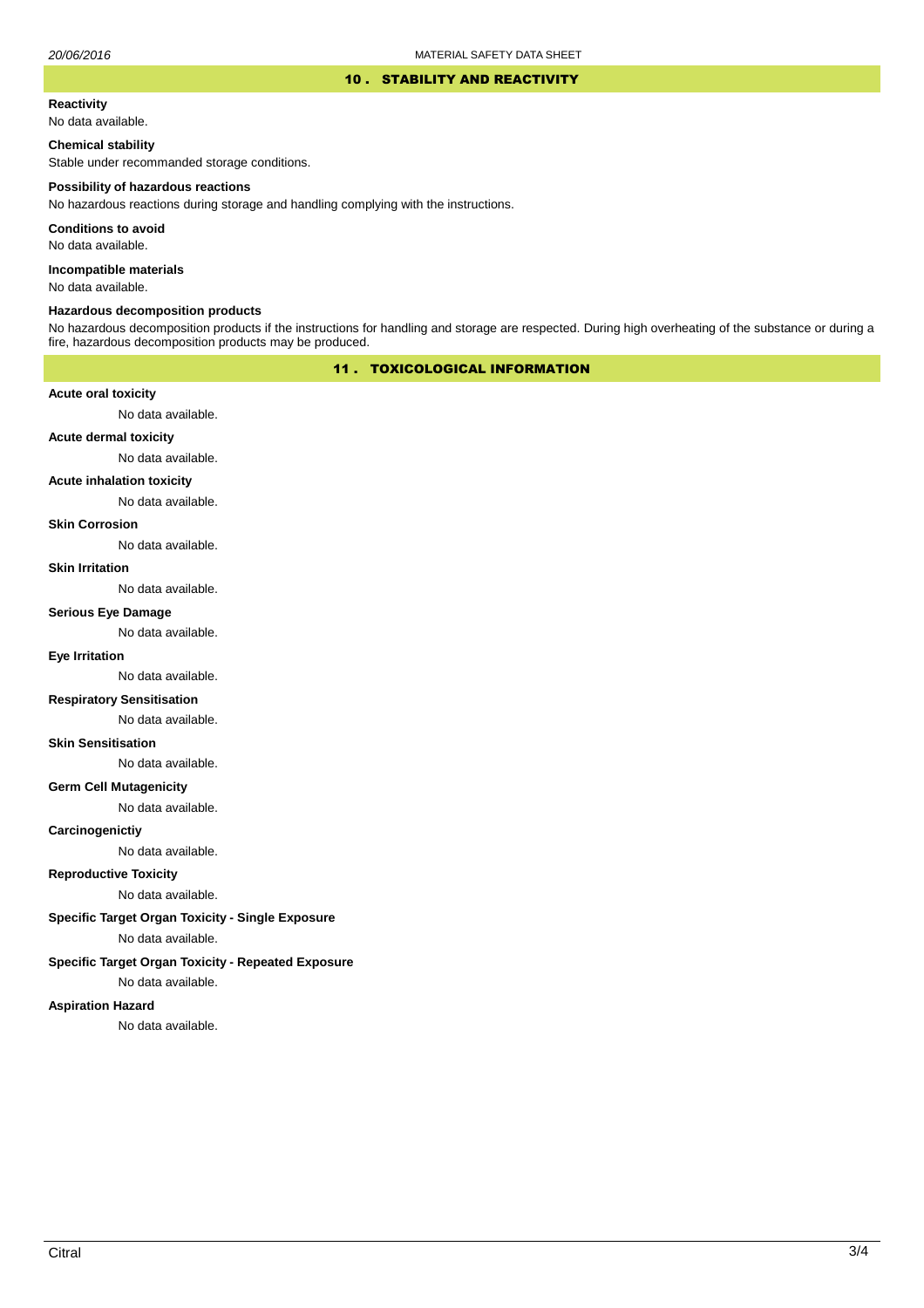## 10 . STABILITY AND REACTIVITY

**Reactivity**

No data available.

**Chemical stability**

Stable under recommanded storage conditions.

**Possibility of hazardous reactions**

No hazardous reactions during storage and handling complying with the instructions.

**Conditions to avoid**

No data available.

**Incompatible materials**

No data available.

**Hazardous decomposition products**

No hazardous decomposition products if the instructions for handling and storage are respected. During high overheating of the substance or during a fire, hazardous decomposition products may be produced.

## 11 . TOXICOLOGICAL INFORMATION

**Acute oral toxicity**

No data available.

**Acute dermal toxicity**

No data available.

**Acute inhalation toxicity**

No data available.

**Skin Corrosion**

No data available.

**Skin Irritation**

No data available.

**Serious Eye Damage**

No data available.

**Eye Irritation**

No data available.

**Respiratory Sensitisation**

No data available.

**Skin Sensitisation**

No data available.

**Germ Cell Mutagenicity**

No data available.

**Carcinogenictiy**

No data available.

**Reproductive Toxicity**

No data available.

**Specific Target Organ Toxicity - Single Exposure**

No data available.

**Specific Target Organ Toxicity - Repeated Exposure**

No data available.

**Aspiration Hazard**

No data available.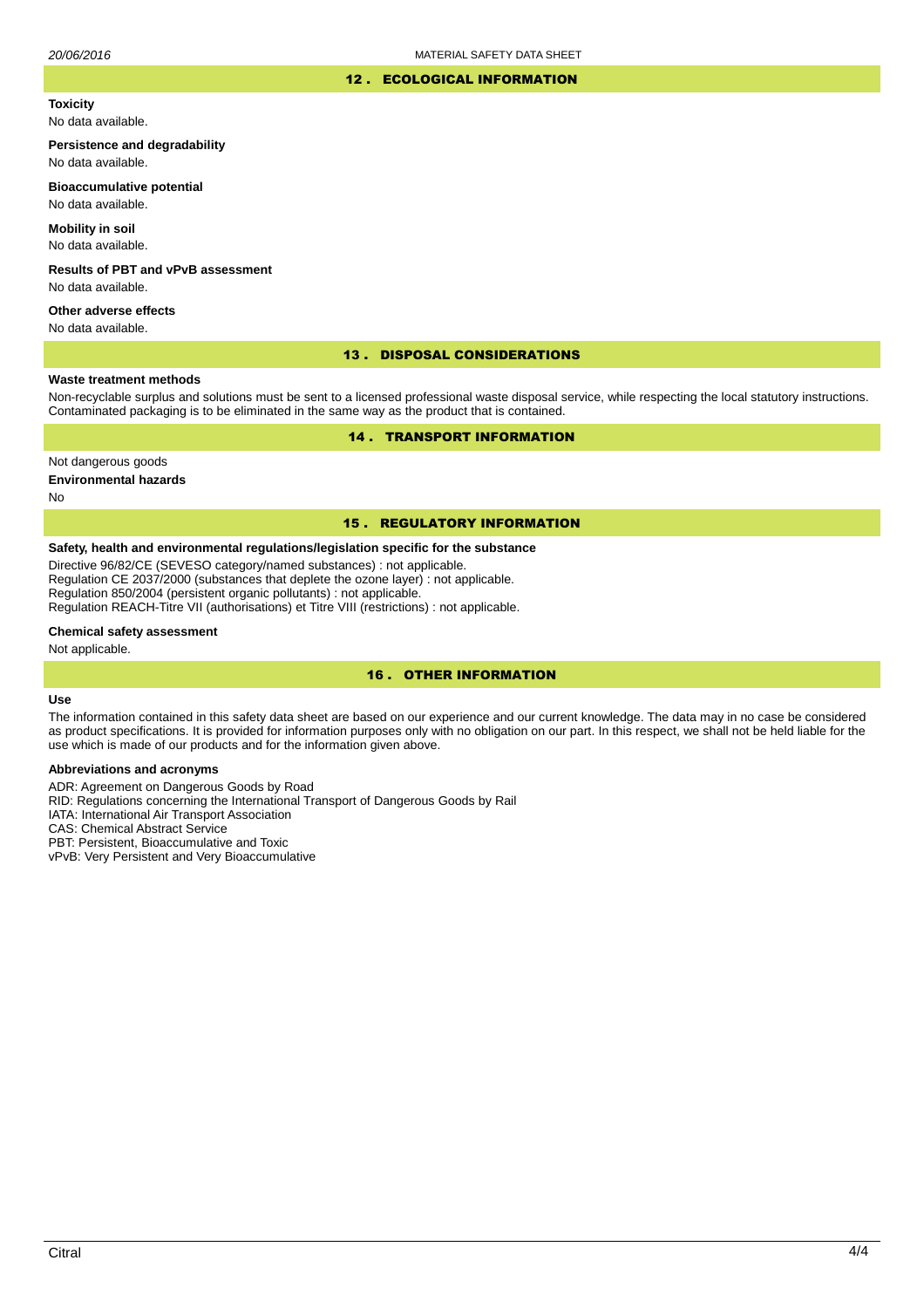## 12 . ECOLOGICAL INFORMATION

**Toxicity**

No data available.

**Persistence and degradability**

No data available.

**Bioaccumulative potential**

No data available.

**Mobility in soil**

No data available.

**Results of PBT and vPvB assessment**

No data available.

**Other adverse effects**

No data available.

## 13 . DISPOSAL CONSIDERATIONS

**Waste treatment methods**

Non-recyclable surplus and solutions must be sent to a licensed professional waste disposal service, while respecting the local statutory instructions. Contaminated packaging is to be eliminated in the same way as the product that is contained.

## 14 . TRANSPORT INFORMATION

Not dangerous goods

**Environmental hazards**

No

## 15 . REGULATORY INFORMATION

**Safety, health and environmental regulations/legislation specific for the substance**

Directive 96/82/CE (SEVESO category/named substances) : not applicable.
Regulation CE 2037/2000 (substances that deplete the ozone layer) : not applicable.
Regulation 850/2004 (persistent organic pollutants) : not applicable.
Regulation REACH-Titre VII (authorisations) et Titre VIII (restrictions) : not applicable.

**Chemical safety assessment**

Not applicable.

## 16 . OTHER INFORMATION

**Use**

The information contained in this safety data sheet are based on our experience and our current knowledge. The data may in no case be considered as product specifications. It is provided for information purposes only with no obligation on our part. In this respect, we shall not be held liable for the use which is made of our products and for the information given above.

**Abbreviations and acronyms**

ADR: Agreement on Dangerous Goods by Road
RID: Regulations concerning the International Transport of Dangerous Goods by Rail
IATA: International Air Transport Association
CAS: Chemical Abstract Service
PBT: Persistent, Bioaccumulative and Toxic
vPvB: Very Persistent and Very Bioaccumulative